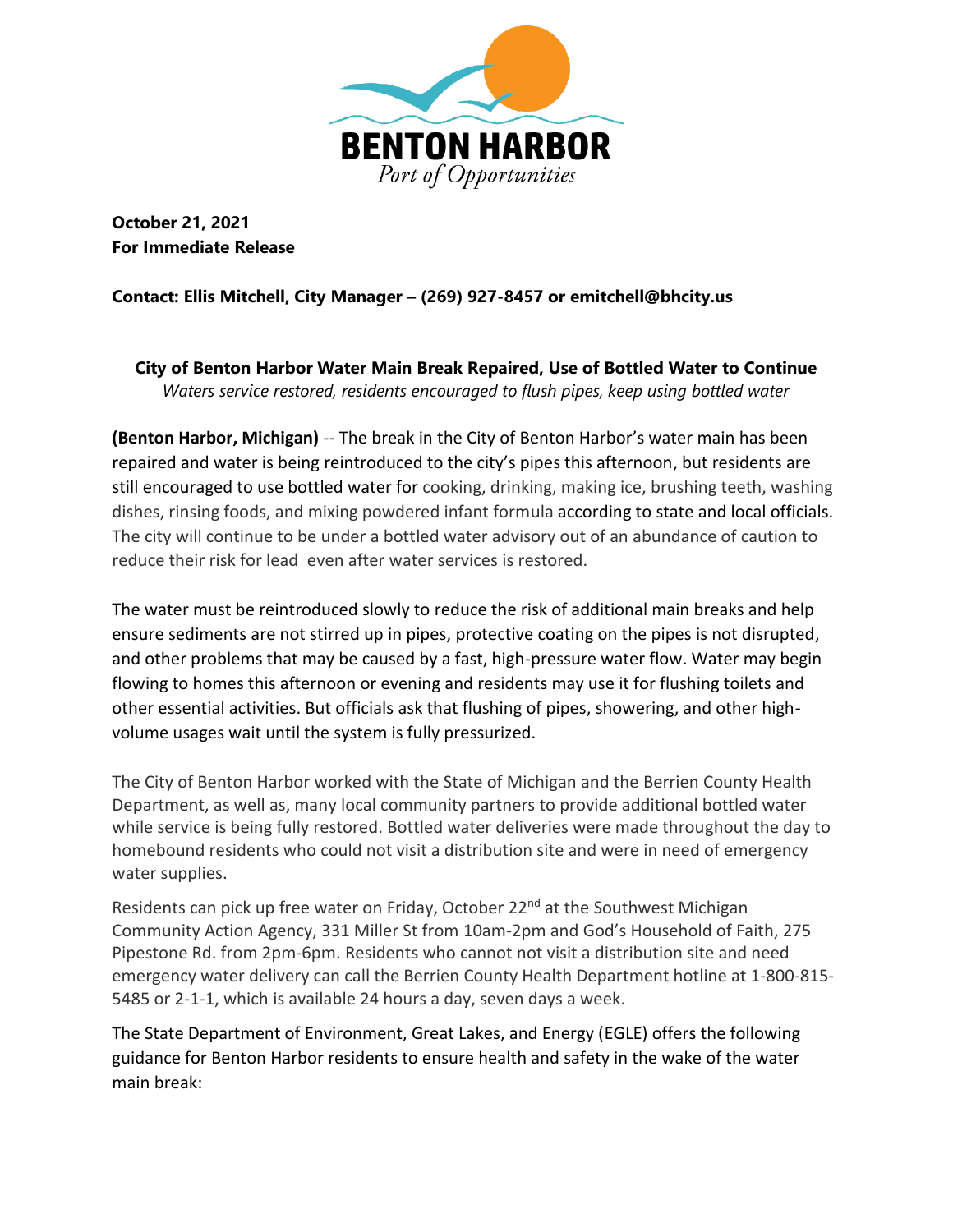BENTON HARBOR
*Port of Opportunities*

**October 21, 2021**
**For Immediate Release**

**Contact: Ellis Mitchell, City Manager – (269) 927-8457 or emitchell@bhcity.us**

**City of Benton Harbor Water Main Break Repaired, Use of Bottled Water to Continue**
*Waters service restored, residents encouraged to flush pipes, keep using bottled water*

**(Benton Harbor, Michigan)** -- The break in the City of Benton Harbor's water main has been repaired and water is being reintroduced to the city's pipes this afternoon, but residents are still encouraged to use bottled water for cooking, drinking, making ice, brushing teeth, washing dishes, rinsing foods, and mixing powdered infant formula according to state and local officials. The city will continue to be under a bottled water advisory out of an abundance of caution to reduce their risk for lead even after water services is restored.

The water must be reintroduced slowly to reduce the risk of additional main breaks and help ensure sediments are not stirred up in pipes, protective coating on the pipes is not disrupted, and other problems that may be caused by a fast, high-pressure water flow. Water may begin flowing to homes this afternoon or evening and residents may use it for flushing toilets and other essential activities. But officials ask that flushing of pipes, showering, and other high-volume usages wait until the system is fully pressurized.

The City of Benton Harbor worked with the State of Michigan and the Berrien County Health Department, as well as, many local community partners to provide additional bottled water while service is being fully restored. Bottled water deliveries were made throughout the day to homebound residents who could not visit a distribution site and were in need of emergency water supplies.

Residents can pick up free water on Friday, October 22nd at the Southwest Michigan Community Action Agency, 331 Miller St from 10am-2pm and God's Household of Faith, 275 Pipestone Rd. from 2pm-6pm. Residents who cannot not visit a distribution site and need emergency water delivery can call the Berrien County Health Department hotline at 1-800-815-5485 or 2-1-1, which is available 24 hours a day, seven days a week.

The State Department of Environment, Great Lakes, and Energy (EGLE) offers the following guidance for Benton Harbor residents to ensure health and safety in the wake of the water main break: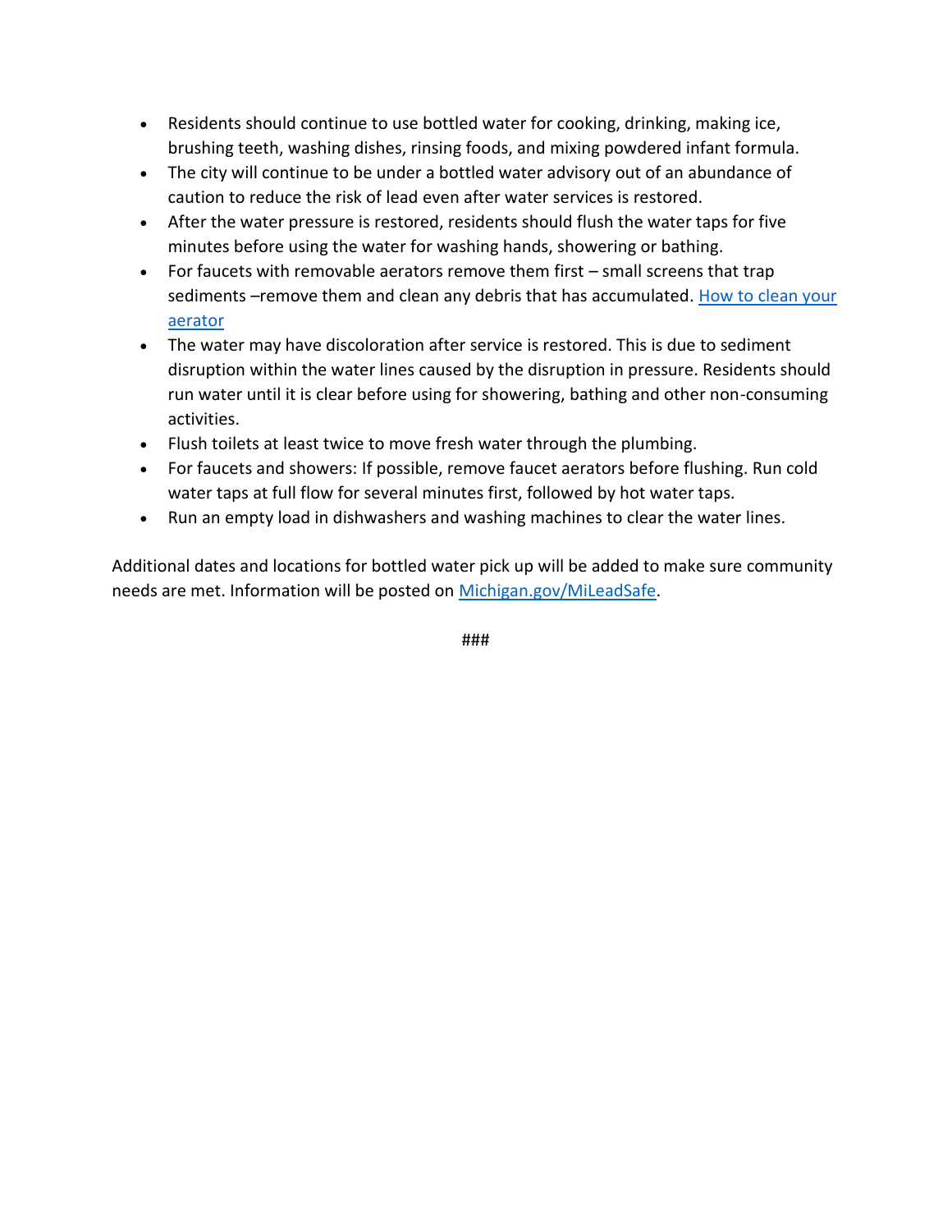- Residents should continue to use bottled water for cooking, drinking, making ice, brushing teeth, washing dishes, rinsing foods, and mixing powdered infant formula.
- The city will continue to be under a bottled water advisory out of an abundance of caution to reduce the risk of lead even after water services is restored.
- After the water pressure is restored, residents should flush the water taps for five minutes before using the water for washing hands, showering or bathing.
- For faucets with removable aerators remove them first – small screens that trap sediments –remove them and clean any debris that has accumulated. [How to clean your aerator]
- The water may have discoloration after service is restored. This is due to sediment disruption within the water lines caused by the disruption in pressure. Residents should run water until it is clear before using for showering, bathing and other non-consuming activities.
- Flush toilets at least twice to move fresh water through the plumbing.
- For faucets and showers: If possible, remove faucet aerators before flushing. Run cold water taps at full flow for several minutes first, followed by hot water taps.
- Run an empty load in dishwashers and washing machines to clear the water lines.

Additional dates and locations for bottled water pick up will be added to make sure community needs are met. Information will be posted on Michigan.gov/MiLeadSafe.

###